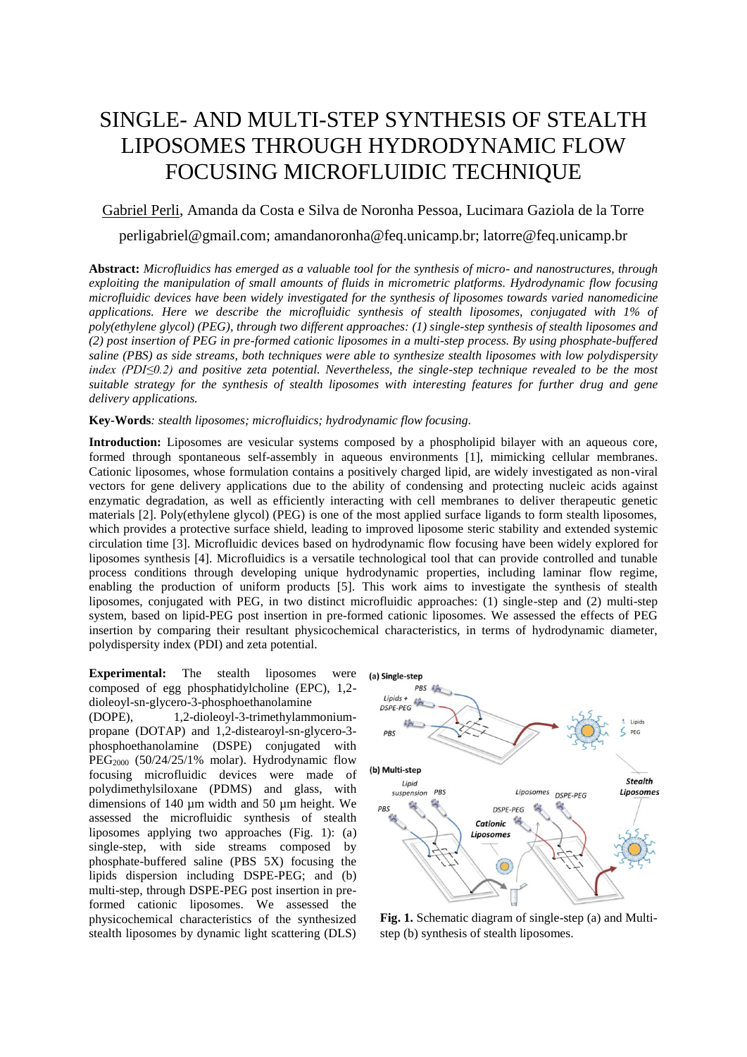# SINGLE- AND MULTI-STEP SYNTHESIS OF STEALTH LIPOSOMES THROUGH HYDRODYNAMIC FLOW FOCUSING MICROFLUIDIC TECHNIQUE

Gabriel Perli, Amanda da Costa e Silva de Noronha Pessoa, Lucimara Gaziola de la Torre

perligabriel@gmail.com; amandanoronha@feq.unicamp.br; latorre@feq.unicamp.br

**Abstract:** *Microfluidics has emerged as a valuable tool for the synthesis of micro- and nanostructures, through exploiting the manipulation of small amounts of fluids in micrometric platforms. Hydrodynamic flow focusing microfluidic devices have been widely investigated for the synthesis of liposomes towards varied nanomedicine applications. Here we describe the microfluidic synthesis of stealth liposomes, conjugated with 1% of poly(ethylene glycol) (PEG), through two different approaches: (1) single-step synthesis of stealth liposomes and (2) post insertion of PEG in pre-formed cationic liposomes in a multi-step process. By using phosphate-buffered saline (PBS) as side streams, both techniques were able to synthesize stealth liposomes with low polydispersity index (PDI≤0.2) and positive zeta potential. Nevertheless, the single-step technique revealed to be the most suitable strategy for the synthesis of stealth liposomes with interesting features for further drug and gene delivery applications.*

**Key-Words***: stealth liposomes; microfluidics; hydrodynamic flow focusing.*

**Introduction:** Liposomes are vesicular systems composed by a phospholipid bilayer with an aqueous core, formed through spontaneous self-assembly in aqueous environments [1], mimicking cellular membranes. Cationic liposomes, whose formulation contains a positively charged lipid, are widely investigated as non-viral vectors for gene delivery applications due to the ability of condensing and protecting nucleic acids against enzymatic degradation, as well as efficiently interacting with cell membranes to deliver therapeutic genetic materials [2]. Poly(ethylene glycol) (PEG) is one of the most applied surface ligands to form stealth liposomes, which provides a protective surface shield, leading to improved liposome steric stability and extended systemic circulation time [3]. Microfluidic devices based on hydrodynamic flow focusing have been widely explored for liposomes synthesis [4]. Microfluidics is a versatile technological tool that can provide controlled and tunable process conditions through developing unique hydrodynamic properties, including laminar flow regime, enabling the production of uniform products [5]. This work aims to investigate the synthesis of stealth liposomes, conjugated with PEG, in two distinct microfluidic approaches: (1) single-step and (2) multi-step system, based on lipid-PEG post insertion in pre-formed cationic liposomes. We assessed the effects of PEG insertion by comparing their resultant physicochemical characteristics, in terms of hydrodynamic diameter, polydispersity index (PDI) and zeta potential.

**Experimental:** The stealth liposomes were composed of egg phosphatidylcholine (EPC), 1,2-dioleoyl-sn-glycero-3-phosphoethanolamine (DOPE), 1,2-dioleoyl-3-trimethylammonium-propane (DOTAP) and 1,2-distearoyl-sn-glycero-3-phosphoethanolamine (DSPE) conjugated with $PEG_{2000}$ (50/24/25/1% molar). Hydrodynamic flow focusing microfluidic devices were made of polydimethylsiloxane (PDMS) and glass, with dimensions of 140 µm width and 50 µm height. We assessed the microfluidic synthesis of stealth liposomes applying two approaches (Fig. 1): (a) single-step, with side streams composed by phosphate-buffered saline (PBS 5X) focusing the lipids dispersion including DSPE-PEG; and (b) multi-step, through DSPE-PEG post insertion in pre-formed cationic liposomes. We assessed the physicochemical characteristics of the synthesized stealth liposomes by dynamic light scattering (DLS)

**Fig. 1.** Schematic diagram of single-step (a) and Multi-step (b) synthesis of stealth liposomes.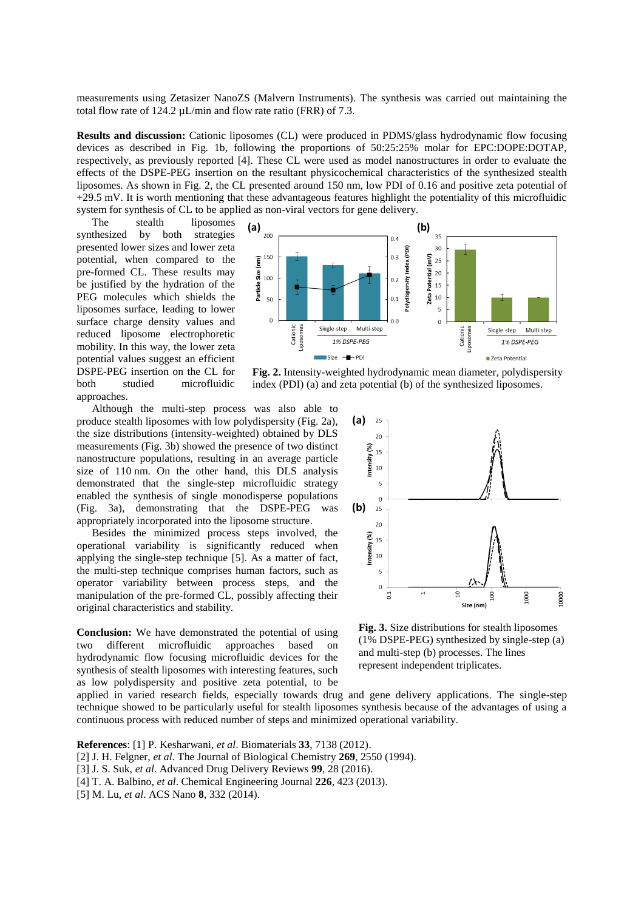measurements using Zetasizer NanoZS (Malvern Instruments). The synthesis was carried out maintaining the total flow rate of 124.2 µL/min and flow rate ratio (FRR) of 7.3.

**Results and discussion:** Cationic liposomes (CL) were produced in PDMS/glass hydrodynamic flow focusing devices as described in Fig. 1b, following the proportions of 50:25:25% molar for EPC:DOPE:DOTAP, respectively, as previously reported [4]. These CL were used as model nanostructures in order to evaluate the effects of the DSPE-PEG insertion on the resultant physicochemical characteristics of the synthesized stealth liposomes. As shown in Fig. 2, the CL presented around 150 nm, low PDI of 0.16 and positive zeta potential of +29.5 mV. It is worth mentioning that these advantageous features highlight the potentiality of this microfluidic system for synthesis of CL to be applied as non-viral vectors for gene delivery.

The stealth liposomes synthesized by both strategies presented lower sizes and lower zeta potential, when compared to the pre-formed CL. These results may be justified by the hydration of the PEG molecules which shields the liposomes surface, leading to lower surface charge density values and reduced liposome electrophoretic mobility. In this way, the lower zeta potential values suggest an efficient DSPE-PEG insertion on the CL for both studied microfluidic approaches.

(a)
Particle Size (nm)
200
150
100
50
0
Polydispersity Index (PDI)
0.4
0.3
0.2
0.1
0.0
Cationic Liposomes
Single-step
Multi-step
1% DSPE-PEG
Size
PDI

(b)
Zeta Potential (mV)
35
30
25
20
15
10
5
0
Cationic Liposomes
Single-step
Multi-step
1% DSPE-PEG
Zeta Potential

**Fig. 2.** Intensity-weighted hydrodynamic mean diameter, polydispersity index (PDI) (a) and zeta potential (b) of the synthesized liposomes.

Although the multi-step process was also able to produce stealth liposomes with low polydispersity (Fig. 2a), the size distributions (intensity-weighted) obtained by DLS measurements (Fig. 3b) showed the presence of two distinct nanostructure populations, resulting in an average particle size of 110 nm. On the other hand, this DLS analysis demonstrated that the single-step microfluidic strategy enabled the synthesis of single monodisperse populations (Fig. 3a), demonstrating that the DSPE-PEG was appropriately incorporated into the liposome structure.

Besides the minimized process steps involved, the operational variability is significantly reduced when applying the single-step technique [5]. As a matter of fact, the multi-step technique comprises human factors, such as operator variability between process steps, and the manipulation of the pre-formed CL, possibly affecting their original characteristics and stability.

(a)
Intensity (%)
25
20
15
10
5
0

(b)
Intensity (%)
25
20
15
10
5
0
0.1
1
10
100
1000
10000
Size (nm)

**Fig. 3.** Size distributions for stealth liposomes (1% DSPE-PEG) synthesized by single-step (a) and multi-step (b) processes. The lines represent independent triplicates.

**Conclusion:** We have demonstrated the potential of using two different microfluidic approaches based on hydrodynamic flow focusing microfluidic devices for the synthesis of stealth liposomes with interesting features, such as low polydispersity and positive zeta potential, to be applied in varied research fields, especially towards drug and gene delivery applications. The single-step technique showed to be particularly useful for stealth liposomes synthesis because of the advantages of using a continuous process with reduced number of steps and minimized operational variability.

**References**: [1] P. Kesharwani, *et al*. Biomaterials **33**, 7138 (2012).
[2] J. H. Felgner, *et al.* The Journal of Biological Chemistry **269**, 2550 (1994).
[3] J. S. Suk, *et al*. Advanced Drug Delivery Reviews **99**, 28 (2016).
[4] T. A. Balbino, *et al*. Chemical Engineering Journal **226**, 423 (2013).
[5] M. Lu, *et al*. ACS Nano **8**, 332 (2014).